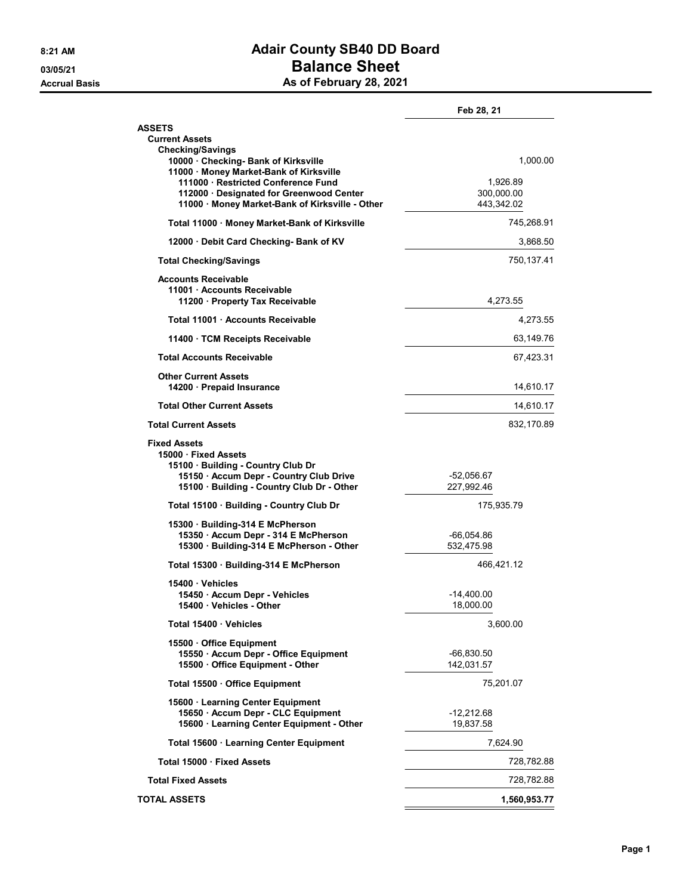8:21 AM
03/05/21
Accrual Basis

# Adair County SB40 DD Board
## Balance Sheet
### As of February 28, 2021

| | | Feb 28, 21 |
|---|---|---|
| **ASSETS** | | |
| **Current Assets** | | |
| **Checking/Savings** | | |
| **10000 · Checking- Bank of Kirksville** | | 1,000.00 |
| **11000 · Money Market-Bank of Kirksville** | | |
| **111000 · Restricted Conference Fund** | 1,926.89 | |
| **112000 · Designated for Greenwood Center** | 300,000.00 | |
| **11000 · Money Market-Bank of Kirksville - Other** | 443,342.02 | |
| **Total 11000 · Money Market-Bank of Kirksville** | | 745,268.91 |
| **12000 · Debit Card Checking- Bank of KV** | | 3,868.50 |
| **Total Checking/Savings** | | 750,137.41 |
| **Accounts Receivable** | | |
| **11001 · Accounts Receivable** | | |
| **11200 · Property Tax Receivable** | 4,273.55 | |
| **Total 11001 · Accounts Receivable** | | 4,273.55 |
| **11400 · TCM Receipts Receivable** | | 63,149.76 |
| **Total Accounts Receivable** | | 67,423.31 |
| **Other Current Assets** | | |
| **14200 · Prepaid Insurance** | | 14,610.17 |
| **Total Other Current Assets** | | 14,610.17 |
| **Total Current Assets** | | 832,170.89 |
| **Fixed Assets** | | |
| **15000 · Fixed Assets** | | |
| **15100 · Building - Country Club Dr** | | |
| **15150 · Accum Depr - Country Club Drive** | -52,056.67 | |
| **15100 · Building - Country Club Dr - Other** | 227,992.46 | |
| **Total 15100 · Building - Country Club Dr** | 175,935.79 | |
| **15300 · Building-314 E McPherson** | | |
| **15350 · Accum Depr - 314 E McPherson** | -66,054.86 | |
| **15300 · Building-314 E McPherson - Other** | 532,475.98 | |
| **Total 15300 · Building-314 E McPherson** | 466,421.12 | |
| **15400 · Vehicles** | | |
| **15450 · Accum Depr - Vehicles** | -14,400.00 | |
| **15400 · Vehicles - Other** | 18,000.00 | |
| **Total 15400 · Vehicles** | 3,600.00 | |
| **15500 · Office Equipment** | | |
| **15550 · Accum Depr - Office Equipment** | -66,830.50 | |
| **15500 · Office Equipment - Other** | 142,031.57 | |
| **Total 15500 · Office Equipment** | 75,201.07 | |
| **15600 · Learning Center Equipment** | | |
| **15650 · Accum Depr - CLC Equipment** | -12,212.68 | |
| **15600 · Learning Center Equipment - Other** | 19,837.58 | |
| **Total 15600 · Learning Center Equipment** | 7,624.90 | |
| **Total 15000 · Fixed Assets** | | 728,782.88 |
| **Total Fixed Assets** | | 728,782.88 |
| **TOTAL ASSETS** | | **1,560,953.77** |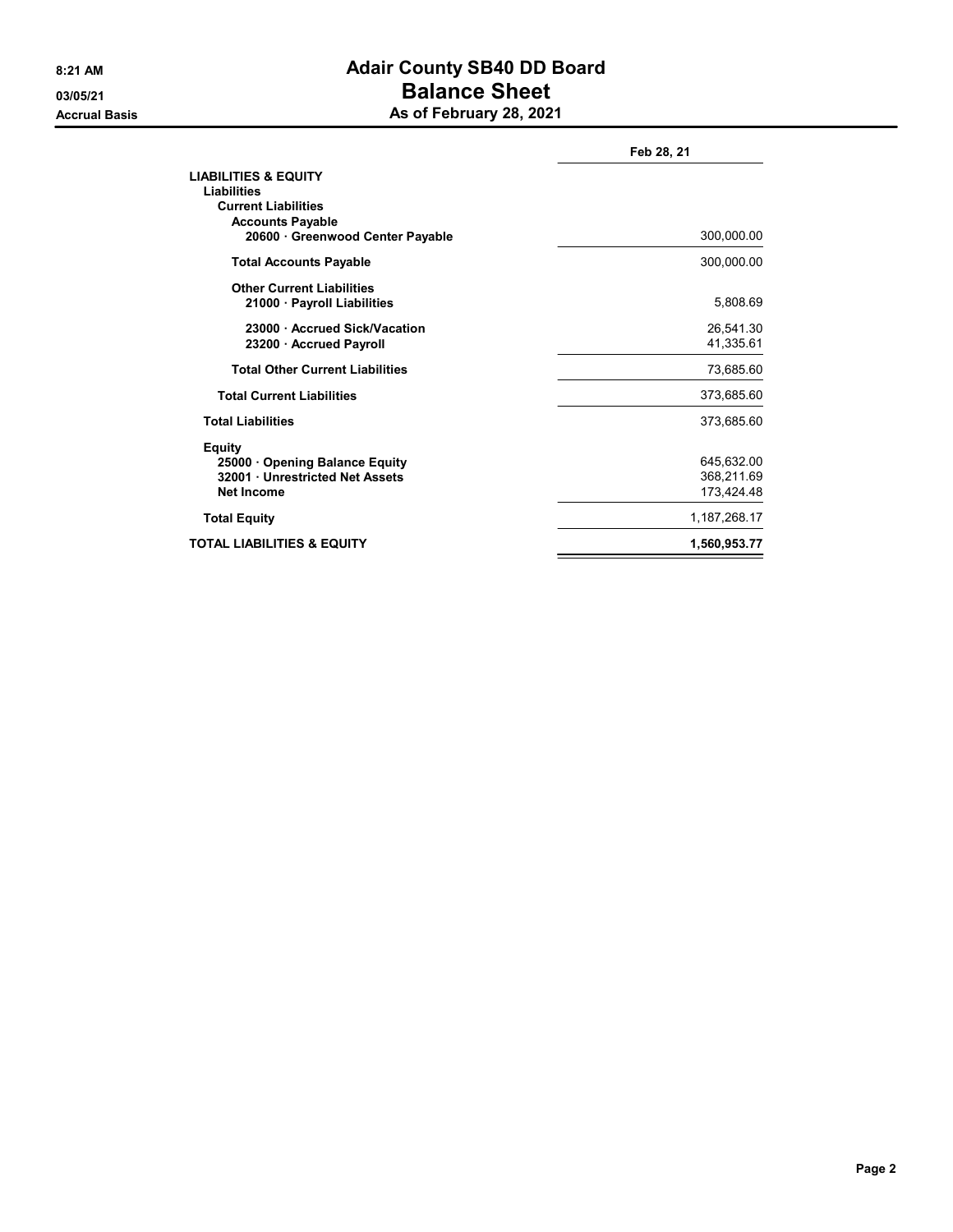# Adair County SB40 DD Board
## Balance Sheet
### As of February 28, 2021

8:21 AM
03/05/21
Accrual Basis

| | Feb 28, 21 |
|---|---|
| **LIABILITIES & EQUITY** | |
| **Liabilities** | |
| **Current Liabilities** | |
| **Accounts Payable** | |
| **20600 · Greenwood Center Payable** | 300,000.00 |
| **Total Accounts Payable** | 300,000.00 |
| **Other Current Liabilities** | |
| **21000 · Payroll Liabilities** | 5,808.69 |
| **23000 · Accrued Sick/Vacation** | 26,541.30 |
| **23200 · Accrued Payroll** | 41,335.61 |
| **Total Other Current Liabilities** | 73,685.60 |
| **Total Current Liabilities** | 373,685.60 |
| **Total Liabilities** | 373,685.60 |
| **Equity** | |
| **25000 · Opening Balance Equity** | 645,632.00 |
| **32001 · Unrestricted Net Assets** | 368,211.69 |
| **Net Income** | 173,424.48 |
| **Total Equity** | 1,187,268.17 |
| **TOTAL LIABILITIES & EQUITY** | **1,560,953.77** |